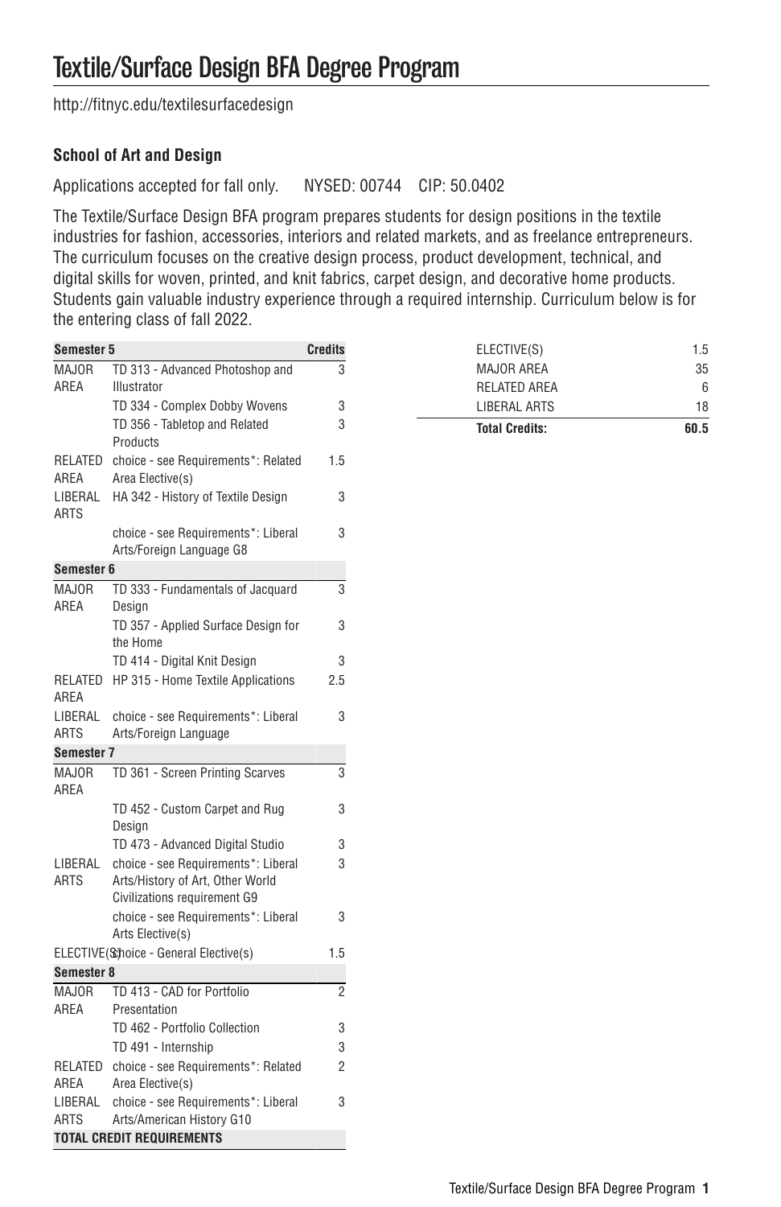# Textile/Surface Design BFA Degree Program

http://fitnyc.edu/textilesurfacedesign

### School of Art and Design

Applications accepted for fall only. NYSED: 00744 CIP: 50.0402

The Textile/Surface Design BFA program prepares students for design positions in the textile industries for fashion, accessories, interiors and related markets, and as freelance entrepreneurs. The curriculum focuses on the creative design process, product development, technical, and digital skills for woven, printed, and knit fabrics, carpet design, and decorative home products. Students gain valuable industry experience through a required internship. Curriculum below is for the entering class of fall 2022.

| Semester 5 | | Credits |
|---|---|---|
| MAJOR AREA | TD 313 - Advanced Photoshop and Illustrator | 3 |
| | TD 334 - Complex Dobby Wovens | 3 |
| | TD 356 - Tabletop and Related Products | 3 |
| RELATED AREA | choice - see Requirements*: Related Area Elective(s) | 1.5 |
| LIBERAL ARTS | HA 342 - History of Textile Design | 3 |
| | choice - see Requirements*: Liberal Arts/Foreign Language G8 | 3 |
| **Semester 6** | | |
| MAJOR AREA | TD 333 - Fundamentals of Jacquard Design | 3 |
| | TD 357 - Applied Surface Design for the Home | 3 |
| | TD 414 - Digital Knit Design | 3 |
| RELATED AREA | HP 315 - Home Textile Applications | 2.5 |
| LIBERAL ARTS | choice - see Requirements*: Liberal Arts/Foreign Language | 3 |
| **Semester 7** | | |
| MAJOR AREA | TD 361 - Screen Printing Scarves | 3 |
| | TD 452 - Custom Carpet and Rug Design | 3 |
| | TD 473 - Advanced Digital Studio | 3 |
| LIBERAL ARTS | choice - see Requirements*: Liberal Arts/History of Art, Other World Civilizations requirement G9 | 3 |
| | choice - see Requirements*: Liberal Arts Elective(s) | 3 |
| ELECTIVE(S) | choice - General Elective(s) | 1.5 |
| **Semester 8** | | |
| MAJOR AREA | TD 413 - CAD for Portfolio Presentation | 2 |
| | TD 462 - Portfolio Collection | 3 |
| | TD 491 - Internship | 3 |
| RELATED AREA | choice - see Requirements*: Related Area Elective(s) | 2 |
| LIBERAL ARTS | choice - see Requirements*: Liberal Arts/American History G10 | 3 |
| **TOTAL CREDIT REQUIREMENTS** | | |

| | |
|---|---|
| ELECTIVE(S) | 1.5 |
| MAJOR AREA | 35 |
| RELATED AREA | 6 |
| LIBERAL ARTS | 18 |
| **Total Credits:** | **60.5** |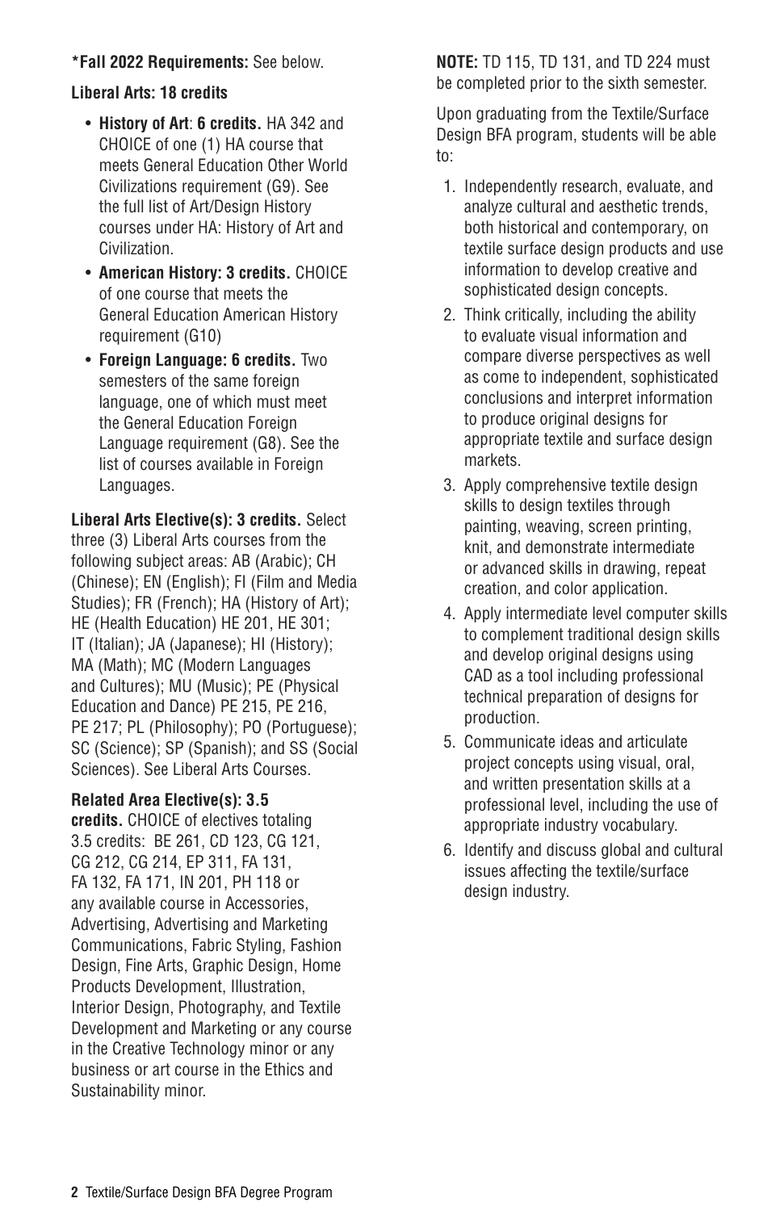**\*Fall 2022 Requirements:** See below.

**Liberal Arts: 18 credits**

- **History of Art**: **6 credits.** HA 342 and CHOICE of one (1) HA course that meets General Education Other World Civilizations requirement (G9). See the full list of Art/Design History courses under HA: History of Art and Civilization.
- **American History: 3 credits.** CHOICE of one course that meets the General Education American History requirement (G10)
- **Foreign Language: 6 credits.** Two semesters of the same foreign language, one of which must meet the General Education Foreign Language requirement (G8). See the list of courses available in Foreign Languages.

**Liberal Arts Elective(s): 3 credits.** Select three (3) Liberal Arts courses from the following subject areas: AB (Arabic); CH (Chinese); EN (English); FI (Film and Media Studies); FR (French); HA (History of Art); HE (Health Education) HE 201, HE 301; IT (Italian); JA (Japanese); HI (History); MA (Math); MC (Modern Languages and Cultures); MU (Music); PE (Physical Education and Dance) PE 215, PE 216, PE 217; PL (Philosophy); PO (Portuguese); SC (Science); SP (Spanish); and SS (Social Sciences). See Liberal Arts Courses.

**Related Area Elective(s): 3.5 credits.** CHOICE of electives totaling 3.5 credits: BE 261, CD 123, CG 121, CG 212, CG 214, EP 311, FA 131, FA 132, FA 171, IN 201, PH 118 or any available course in Accessories, Advertising, Advertising and Marketing Communications, Fabric Styling, Fashion Design, Fine Arts, Graphic Design, Home Products Development, Illustration, Interior Design, Photography, and Textile Development and Marketing or any course in the Creative Technology minor or any business or art course in the Ethics and Sustainability minor.

**NOTE:** TD 115, TD 131, and TD 224 must be completed prior to the sixth semester.

Upon graduating from the Textile/Surface Design BFA program, students will be able to:

1. Independently research, evaluate, and analyze cultural and aesthetic trends, both historical and contemporary, on textile surface design products and use information to develop creative and sophisticated design concepts.
2. Think critically, including the ability to evaluate visual information and compare diverse perspectives as well as come to independent, sophisticated conclusions and interpret information to produce original designs for appropriate textile and surface design markets.
3. Apply comprehensive textile design skills to design textiles through painting, weaving, screen printing, knit, and demonstrate intermediate or advanced skills in drawing, repeat creation, and color application.
4. Apply intermediate level computer skills to complement traditional design skills and develop original designs using CAD as a tool including professional technical preparation of designs for production.
5. Communicate ideas and articulate project concepts using visual, oral, and written presentation skills at a professional level, including the use of appropriate industry vocabulary.
6. Identify and discuss global and cultural issues affecting the textile/surface design industry.